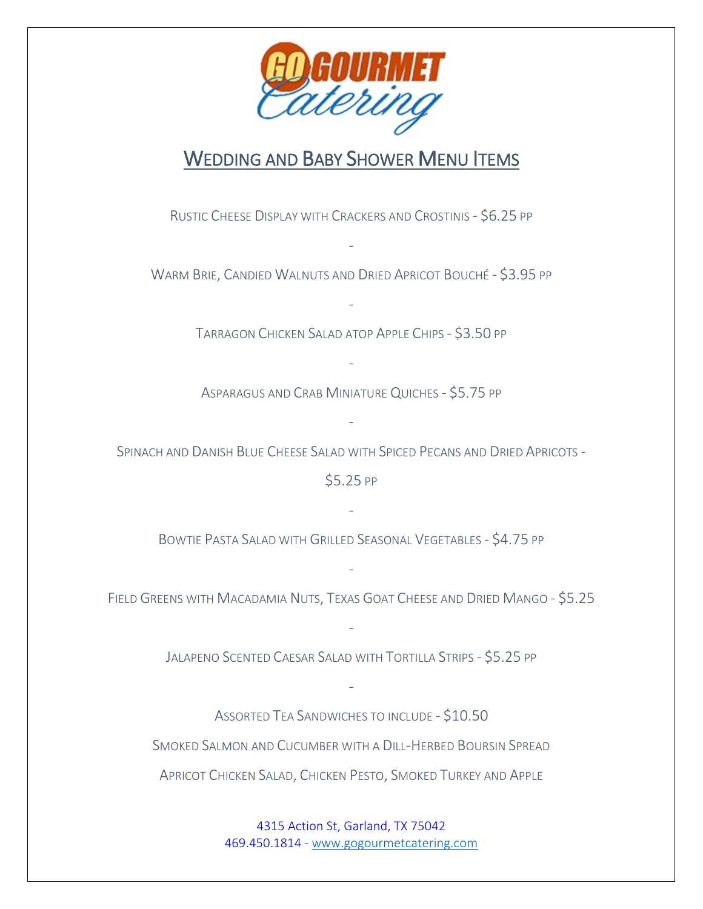GO GOURMET Catering

## Wedding and Baby Shower Menu Items

Rustic Cheese Display with Crackers and Crostinis - $6.25 pp

-

Warm Brie, Candied Walnuts and Dried Apricot Bouché - $3.95 pp

-

Tarragon Chicken Salad atop Apple Chips - $3.50 pp

-

Asparagus and Crab Miniature Quiches - $5.75 pp

-

Spinach and Danish Blue Cheese Salad with Spiced Pecans and Dried Apricots - $5.25 pp

-

Bowtie Pasta Salad with Grilled Seasonal Vegetables - $4.75 pp

-

Field Greens with Macadamia Nuts, Texas Goat Cheese and Dried Mango - $5.25

-

Jalapeno Scented Caesar Salad with Tortilla Strips - $5.25 pp

-

Assorted Tea Sandwiches to include - $10.50

Smoked Salmon and Cucumber with a Dill-Herbed Boursin Spread

Apricot Chicken Salad, Chicken Pesto, Smoked Turkey and Apple

4315 Action St, Garland, TX 75042
469.450.1814 - www.gogourmetcatering.com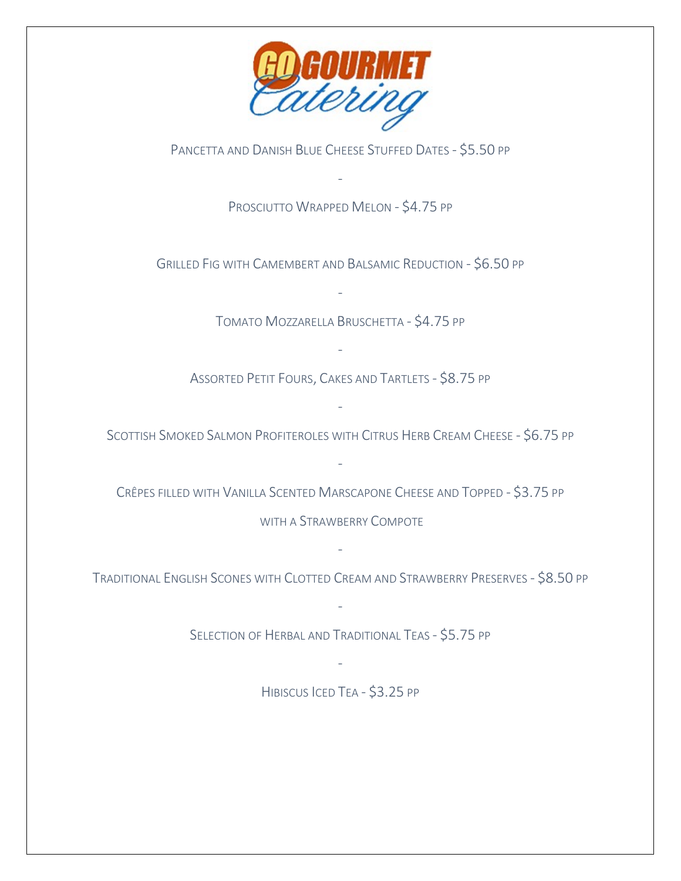Go Gourmet Catering

Pancetta and Danish Blue Cheese Stuffed Dates - $5.50 pp

-

Prosciutto Wrapped Melon - $4.75 pp

Grilled Fig with Camembert and Balsamic Reduction - $6.50 pp

-

Tomato Mozzarella Bruschetta - $4.75 pp

-

Assorted Petit Fours, Cakes and Tartlets - $8.75 pp

-

Scottish Smoked Salmon Profiteroles with Citrus Herb Cream Cheese - $6.75 pp

-

Crêpes filled with Vanilla Scented Marscapone Cheese and Topped - $3.75 pp

with a Strawberry Compote

-

Traditional English Scones with Clotted Cream and Strawberry Preserves - $8.50 pp

-

Selection of Herbal and Traditional Teas - $5.75 pp

-

Hibiscus Iced Tea - $3.25 pp